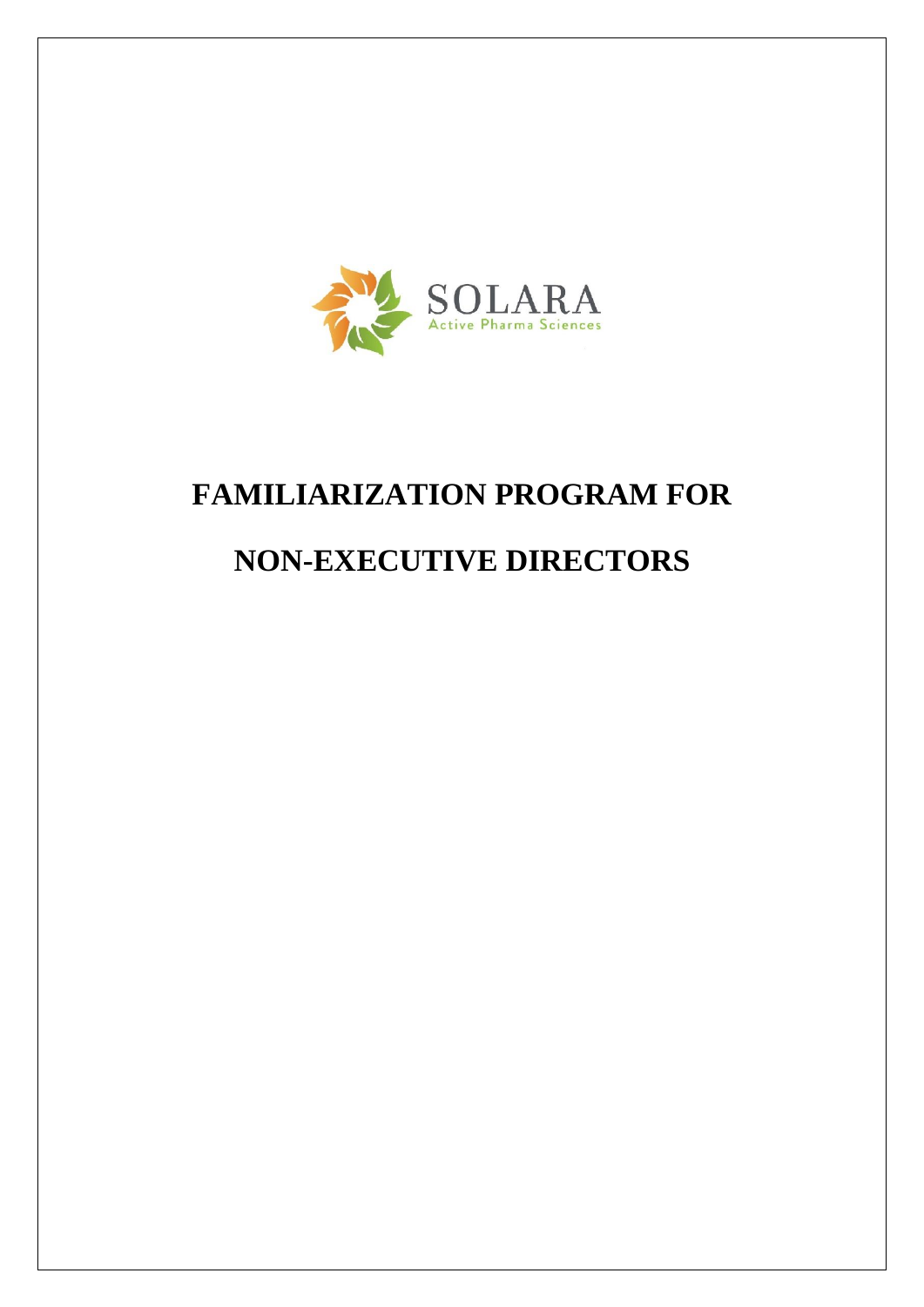SOLARA

Active Pharma Sciences

# FAMILIARIZATION PROGRAM FOR NON-EXECUTIVE DIRECTORS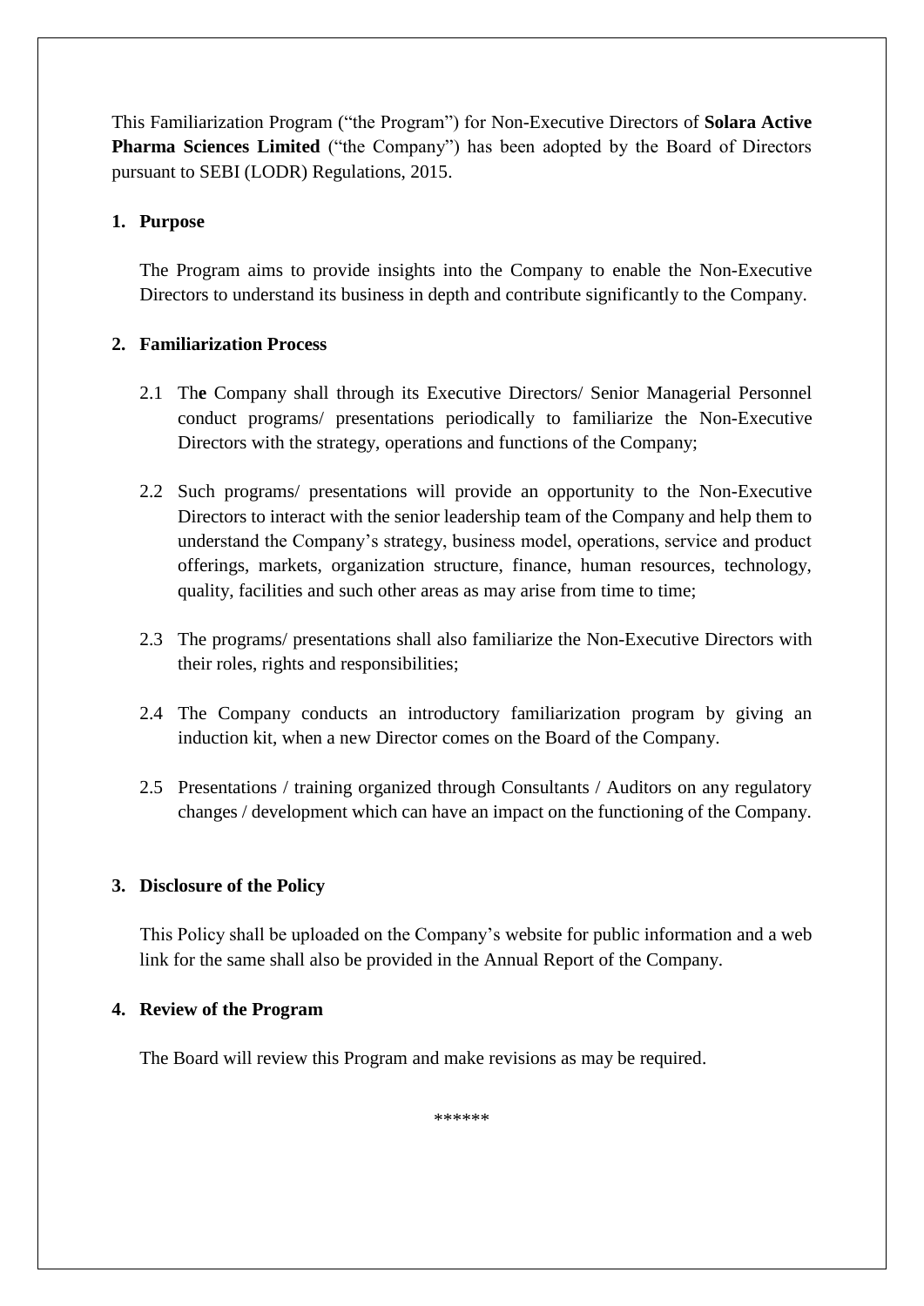This Familiarization Program ("the Program") for Non-Executive Directors of **Solara Active Pharma Sciences Limited** ("the Company") has been adopted by the Board of Directors pursuant to SEBI (LODR) Regulations, 2015.

## 1. Purpose

The Program aims to provide insights into the Company to enable the Non-Executive Directors to understand its business in depth and contribute significantly to the Company.

## 2. Familiarization Process

2.1 The Company shall through its Executive Directors/ Senior Managerial Personnel conduct programs/ presentations periodically to familiarize the Non-Executive Directors with the strategy, operations and functions of the Company;

2.2 Such programs/ presentations will provide an opportunity to the Non-Executive Directors to interact with the senior leadership team of the Company and help them to understand the Company's strategy, business model, operations, service and product offerings, markets, organization structure, finance, human resources, technology, quality, facilities and such other areas as may arise from time to time;

2.3 The programs/ presentations shall also familiarize the Non-Executive Directors with their roles, rights and responsibilities;

2.4 The Company conducts an introductory familiarization program by giving an induction kit, when a new Director comes on the Board of the Company.

2.5 Presentations / training organized through Consultants / Auditors on any regulatory changes / development which can have an impact on the functioning of the Company.

## 3. Disclosure of the Policy

This Policy shall be uploaded on the Company's website for public information and a web link for the same shall also be provided in the Annual Report of the Company.

## 4. Review of the Program

The Board will review this Program and make revisions as may be required.

******